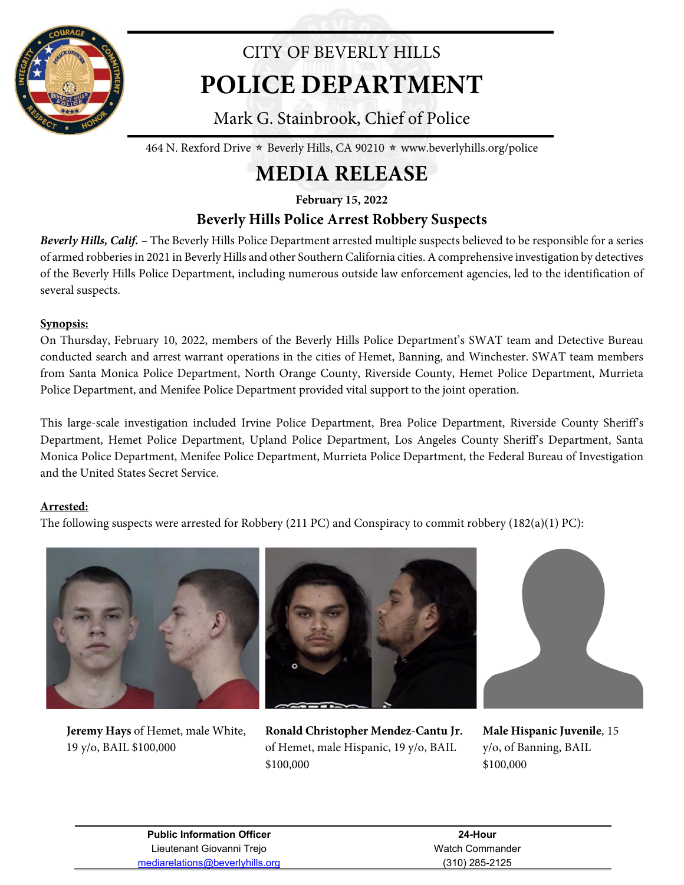# CITY OF BEVERLY HILLS

# POLICE DEPARTMENT

Mark G. Stainbrook, Chief of Police

464 N. Rexford Drive ⋆ Beverly Hills, CA 90210 ⋆ www.beverlyhills.org/police

## MEDIA RELEASE

**February 15, 2022**

### Beverly Hills Police Arrest Robbery Suspects

***Beverly Hills, Calif.*** – The Beverly Hills Police Department arrested multiple suspects believed to be responsible for a series of armed robberies in 2021 in Beverly Hills and other Southern California cities. A comprehensive investigation by detectives of the Beverly Hills Police Department, including numerous outside law enforcement agencies, led to the identification of several suspects.

**Synopsis:**

On Thursday, February 10, 2022, members of the Beverly Hills Police Department's SWAT team and Detective Bureau conducted search and arrest warrant operations in the cities of Hemet, Banning, and Winchester. SWAT team members from Santa Monica Police Department, North Orange County, Riverside County, Hemet Police Department, Murrieta Police Department, and Menifee Police Department provided vital support to the joint operation.

This large-scale investigation included Irvine Police Department, Brea Police Department, Riverside County Sheriff's Department, Hemet Police Department, Upland Police Department, Los Angeles County Sheriff's Department, Santa Monica Police Department, Menifee Police Department, Murrieta Police Department, the Federal Bureau of Investigation and the United States Secret Service.

**Arrested:**

The following suspects were arrested for Robbery (211 PC) and Conspiracy to commit robbery (182(a)(1) PC):

**Jeremy Hays** of Hemet, male White, 19 y/o, BAIL $100,000

**Ronald Christopher Mendez-Cantu Jr.** of Hemet, male Hispanic, 19 y/o, BAIL $100,000

**Male Hispanic Juvenile**, 15 y/o, of Banning, BAIL $100,000

| Public Information Officer | 24-Hour |
|---|---|
| Lieutenant Giovanni Trejo | Watch Commander |
| mediarelations@beverlyhills.org | (310) 285-2125 |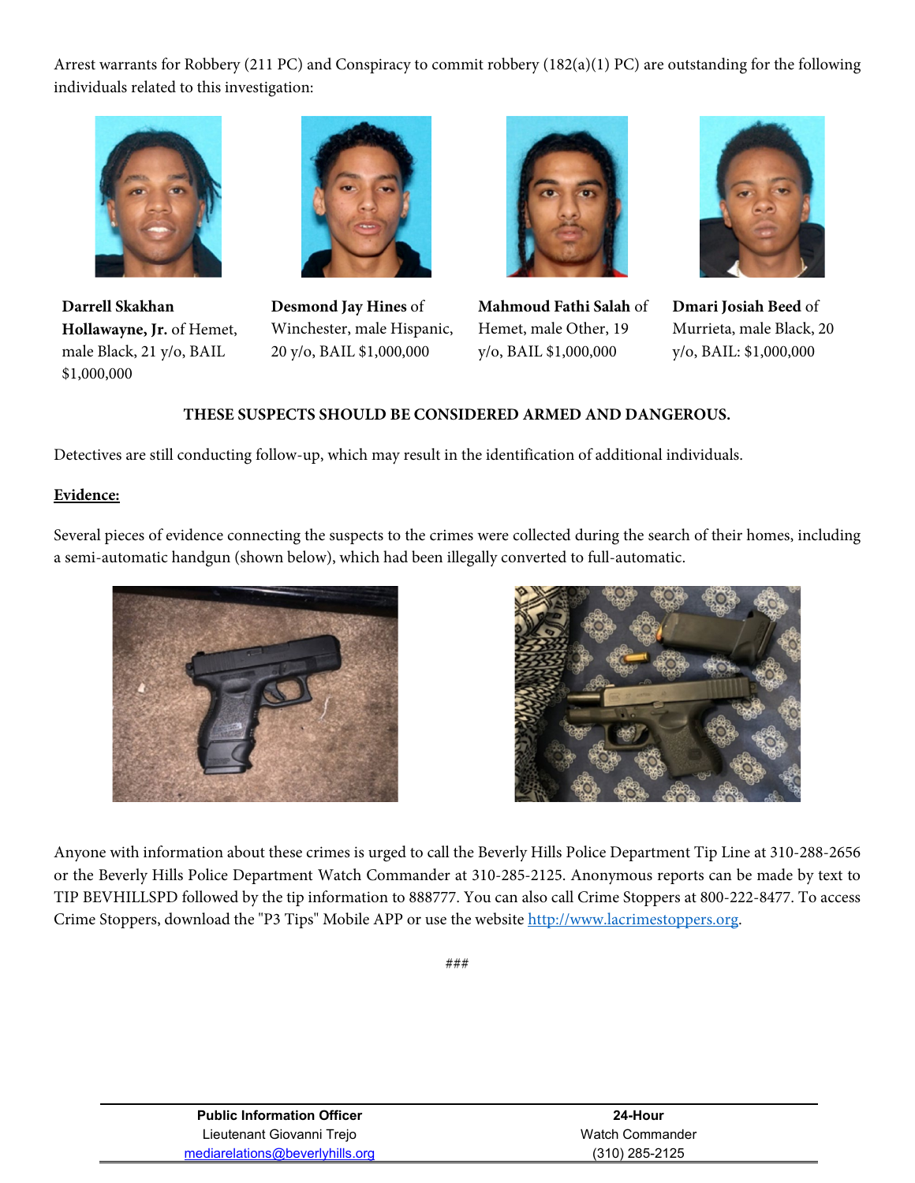Arrest warrants for Robbery (211 PC) and Conspiracy to commit robbery (182(a)(1) PC) are outstanding for the following individuals related to this investigation:

**Darrell Skakhan Hollawayne, Jr.** of Hemet, male Black, 21 y/o, BAIL $1,000,000

**Desmond Jay Hines** of Winchester, male Hispanic, 20 y/o, BAIL $1,000,000

**Mahmoud Fathi Salah** of Hemet, male Other, 19 y/o, BAIL $1,000,000

**Dmari Josiah Beed** of Murrieta, male Black, 20 y/o, BAIL: $1,000,000

**THESE SUSPECTS SHOULD BE CONSIDERED ARMED AND DANGEROUS.**

Detectives are still conducting follow-up, which may result in the identification of additional individuals.

**Evidence:**

Several pieces of evidence connecting the suspects to the crimes were collected during the search of their homes, including a semi-automatic handgun (shown below), which had been illegally converted to full-automatic.

Anyone with information about these crimes is urged to call the Beverly Hills Police Department Tip Line at 310-288-2656 or the Beverly Hills Police Department Watch Commander at 310-285-2125. Anonymous reports can be made by text to TIP BEVHILLSPD followed by the tip information to 888777. You can also call Crime Stoppers at 800-222-8477. To access Crime Stoppers, download the "P3 Tips" Mobile APP or use the website http://www.lacrimestoppers.org.

###

| Public Information Officer | 24-Hour |
| --- | --- |
| Lieutenant Giovanni Trejo | Watch Commander |
| mediarelations@beverlyhills.org | (310) 285-2125 |